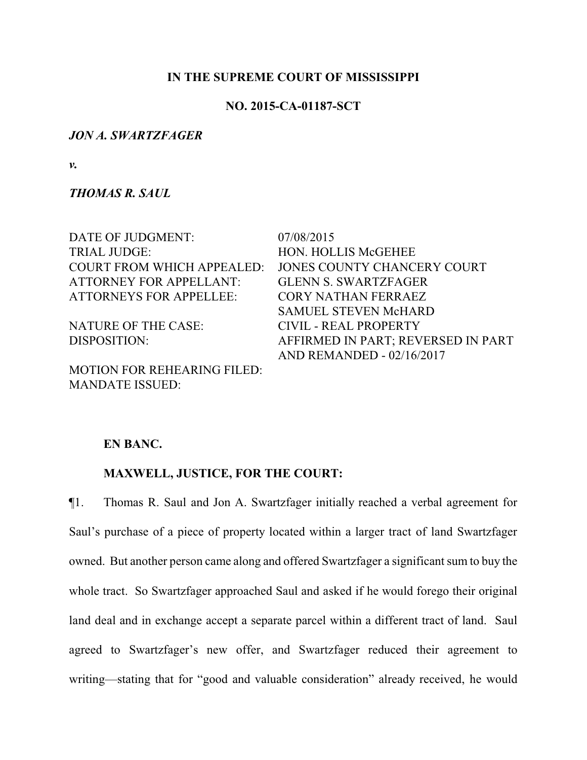**IN THE SUPREME COURT OF MISSISSIPPI**

**NO. 2015-CA-01187-SCT**

***JON A. SWARTZFAGER***

***v.***

***THOMAS R. SAUL***

| | |
|---|---|
| DATE OF JUDGMENT: | 07/08/2015 |
| TRIAL JUDGE: | HON. HOLLIS McGEHEE |
| COURT FROM WHICH APPEALED: | JONES COUNTY CHANCERY COURT |
| ATTORNEY FOR APPELLANT: | GLENN S. SWARTZFAGER |
| ATTORNEYS FOR APPELLEE: | CORY NATHAN FERRAEZ<br>SAMUEL STEVEN McHARD |
| NATURE OF THE CASE: | CIVIL - REAL PROPERTY |
| DISPOSITION: | AFFIRMED IN PART; REVERSED IN PART AND REMANDED - 02/16/2017 |
| MOTION FOR REHEARING FILED: | |
| MANDATE ISSUED: | |

**EN BANC.**

**MAXWELL, JUSTICE, FOR THE COURT:**

¶1. Thomas R. Saul and Jon A. Swartzfager initially reached a verbal agreement for Saul's purchase of a piece of property located within a larger tract of land Swartzfager owned. But another person came along and offered Swartzfager a significant sum to buy the whole tract. So Swartzfager approached Saul and asked if he would forego their original land deal and in exchange accept a separate parcel within a different tract of land. Saul agreed to Swartzfager's new offer, and Swartzfager reduced their agreement to writing—stating that for "good and valuable consideration" already received, he would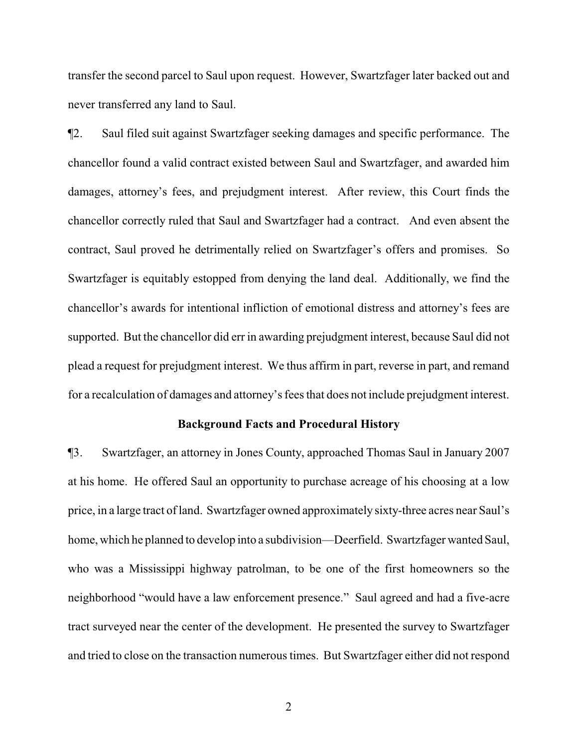transfer the second parcel to Saul upon request. However, Swartzfager later backed out and never transferred any land to Saul.

¶2. Saul filed suit against Swartzfager seeking damages and specific performance. The chancellor found a valid contract existed between Saul and Swartzfager, and awarded him damages, attorney's fees, and prejudgment interest. After review, this Court finds the chancellor correctly ruled that Saul and Swartzfager had a contract. And even absent the contract, Saul proved he detrimentally relied on Swartzfager's offers and promises. So Swartzfager is equitably estopped from denying the land deal. Additionally, we find the chancellor's awards for intentional infliction of emotional distress and attorney's fees are supported. But the chancellor did err in awarding prejudgment interest, because Saul did not plead a request for prejudgment interest. We thus affirm in part, reverse in part, and remand for a recalculation of damages and attorney's fees that does not include prejudgment interest.

## Background Facts and Procedural History

¶3. Swartzfager, an attorney in Jones County, approached Thomas Saul in January 2007 at his home. He offered Saul an opportunity to purchase acreage of his choosing at a low price, in a large tract of land. Swartzfager owned approximately sixty-three acres near Saul's home, which he planned to develop into a subdivision—Deerfield. Swartzfager wanted Saul, who was a Mississippi highway patrolman, to be one of the first homeowners so the neighborhood "would have a law enforcement presence." Saul agreed and had a five-acre tract surveyed near the center of the development. He presented the survey to Swartzfager and tried to close on the transaction numerous times. But Swartzfager either did not respond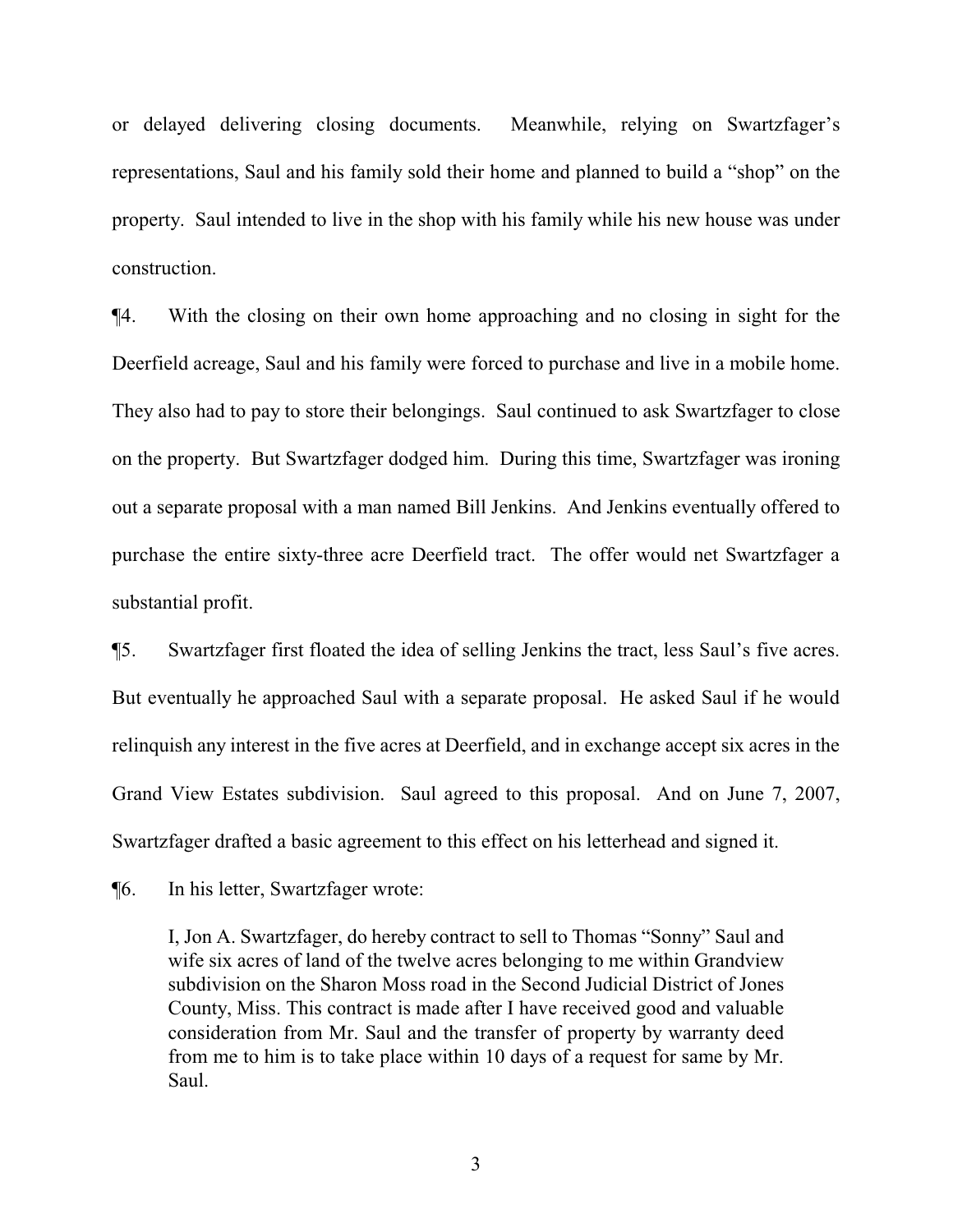or delayed delivering closing documents. Meanwhile, relying on Swartzfager's representations, Saul and his family sold their home and planned to build a "shop" on the property. Saul intended to live in the shop with his family while his new house was under construction.

¶4. With the closing on their own home approaching and no closing in sight for the Deerfield acreage, Saul and his family were forced to purchase and live in a mobile home. They also had to pay to store their belongings. Saul continued to ask Swartzfager to close on the property. But Swartzfager dodged him. During this time, Swartzfager was ironing out a separate proposal with a man named Bill Jenkins. And Jenkins eventually offered to purchase the entire sixty-three acre Deerfield tract. The offer would net Swartzfager a substantial profit.

¶5. Swartzfager first floated the idea of selling Jenkins the tract, less Saul's five acres. But eventually he approached Saul with a separate proposal. He asked Saul if he would relinquish any interest in the five acres at Deerfield, and in exchange accept six acres in the Grand View Estates subdivision. Saul agreed to this proposal. And on June 7, 2007, Swartzfager drafted a basic agreement to this effect on his letterhead and signed it.

¶6. In his letter, Swartzfager wrote:

> I, Jon A. Swartzfager, do hereby contract to sell to Thomas "Sonny" Saul and wife six acres of land of the twelve acres belonging to me within Grandview subdivision on the Sharon Moss road in the Second Judicial District of Jones County, Miss. This contract is made after I have received good and valuable consideration from Mr. Saul and the transfer of property by warranty deed from me to him is to take place within 10 days of a request for same by Mr. Saul.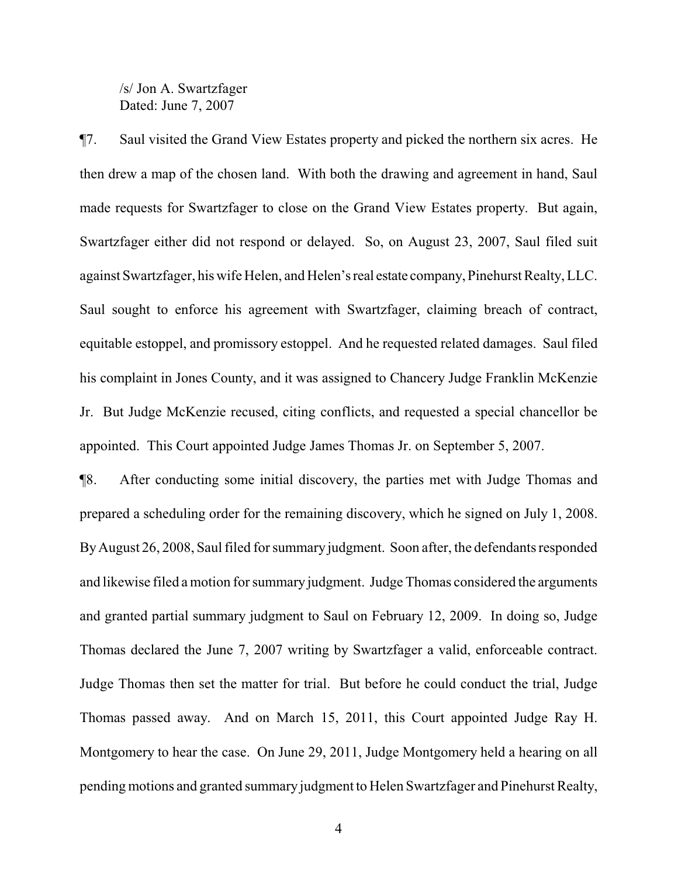/s/ Jon A. Swartzfager
Dated: June 7, 2007

¶7. Saul visited the Grand View Estates property and picked the northern six acres. He then drew a map of the chosen land. With both the drawing and agreement in hand, Saul made requests for Swartzfager to close on the Grand View Estates property. But again, Swartzfager either did not respond or delayed. So, on August 23, 2007, Saul filed suit against Swartzfager, his wife Helen, and Helen's real estate company, Pinehurst Realty, LLC. Saul sought to enforce his agreement with Swartzfager, claiming breach of contract, equitable estoppel, and promissory estoppel. And he requested related damages. Saul filed his complaint in Jones County, and it was assigned to Chancery Judge Franklin McKenzie Jr. But Judge McKenzie recused, citing conflicts, and requested a special chancellor be appointed. This Court appointed Judge James Thomas Jr. on September 5, 2007.

¶8. After conducting some initial discovery, the parties met with Judge Thomas and prepared a scheduling order for the remaining discovery, which he signed on July 1, 2008. By August 26, 2008, Saul filed for summary judgment. Soon after, the defendants responded and likewise filed a motion for summary judgment. Judge Thomas considered the arguments and granted partial summary judgment to Saul on February 12, 2009. In doing so, Judge Thomas declared the June 7, 2007 writing by Swartzfager a valid, enforceable contract. Judge Thomas then set the matter for trial. But before he could conduct the trial, Judge Thomas passed away. And on March 15, 2011, this Court appointed Judge Ray H. Montgomery to hear the case. On June 29, 2011, Judge Montgomery held a hearing on all pending motions and granted summary judgment to Helen Swartzfager and Pinehurst Realty,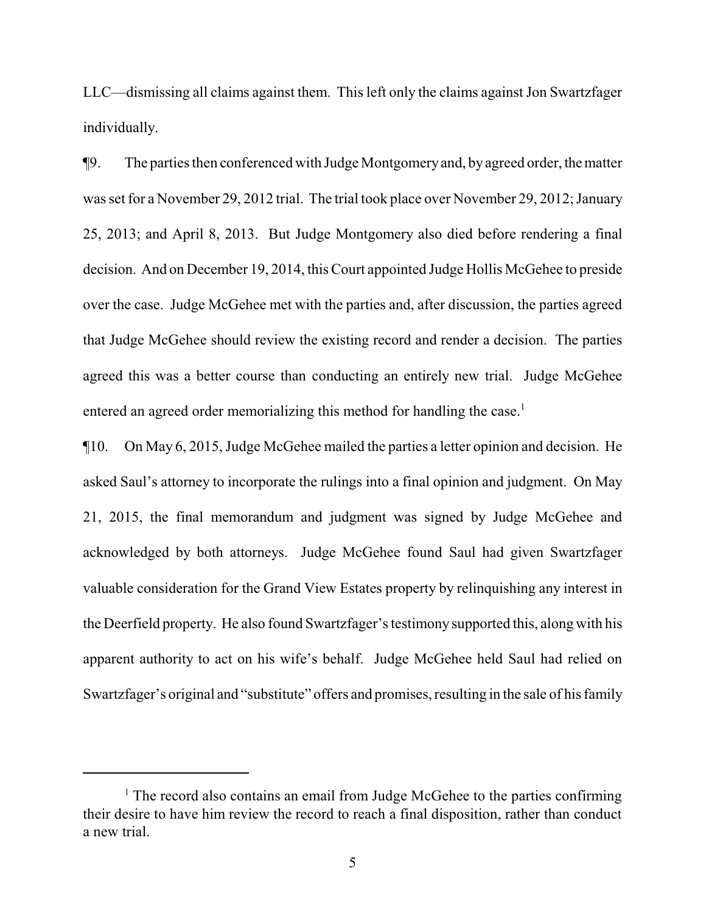LLC—dismissing all claims against them. This left only the claims against Jon Swartzfager individually.

¶9. The parties then conferenced with Judge Montgomery and, by agreed order, the matter was set for a November 29, 2012 trial. The trial took place over November 29, 2012; January 25, 2013; and April 8, 2013. But Judge Montgomery also died before rendering a final decision. And on December 19, 2014, this Court appointed Judge Hollis McGehee to preside over the case. Judge McGehee met with the parties and, after discussion, the parties agreed that Judge McGehee should review the existing record and render a decision. The parties agreed this was a better course than conducting an entirely new trial. Judge McGehee entered an agreed order memorializing this method for handling the case.[1]

¶10. On May 6, 2015, Judge McGehee mailed the parties a letter opinion and decision. He asked Saul's attorney to incorporate the rulings into a final opinion and judgment. On May 21, 2015, the final memorandum and judgment was signed by Judge McGehee and acknowledged by both attorneys. Judge McGehee found Saul had given Swartzfager valuable consideration for the Grand View Estates property by relinquishing any interest in the Deerfield property. He also found Swartzfager's testimony supported this, along with his apparent authority to act on his wife's behalf. Judge McGehee held Saul had relied on Swartzfager's original and "substitute" offers and promises, resulting in the sale of his family

---

[1] The record also contains an email from Judge McGehee to the parties confirming their desire to have him review the record to reach a final disposition, rather than conduct a new trial.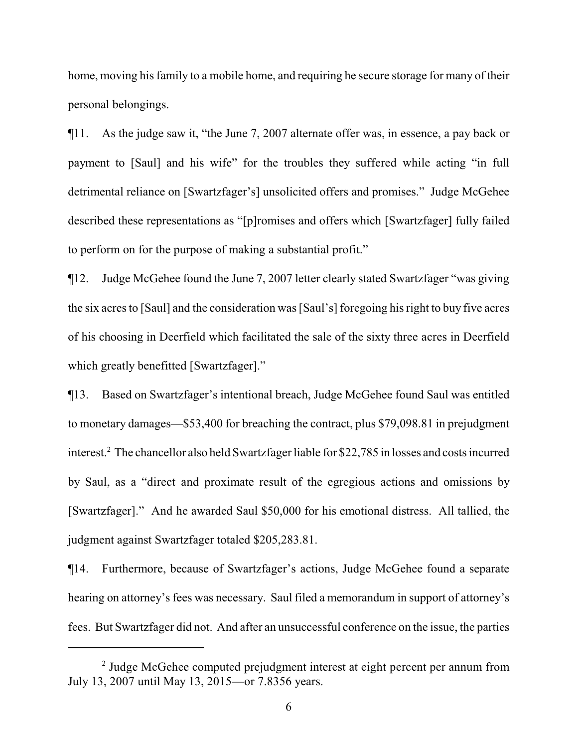home, moving his family to a mobile home, and requiring he secure storage for many of their personal belongings.

¶11. As the judge saw it, "the June 7, 2007 alternate offer was, in essence, a pay back or payment to [Saul] and his wife" for the troubles they suffered while acting "in full detrimental reliance on [Swartzfager's] unsolicited offers and promises." Judge McGehee described these representations as "[p]romises and offers which [Swartzfager] fully failed to perform on for the purpose of making a substantial profit."

¶12. Judge McGehee found the June 7, 2007 letter clearly stated Swartzfager "was giving the six acres to [Saul] and the consideration was [Saul's] foregoing his right to buy five acres of his choosing in Deerfield which facilitated the sale of the sixty three acres in Deerfield which greatly benefitted [Swartzfager]."

¶13. Based on Swartzfager's intentional breach, Judge McGehee found Saul was entitled to monetary damages—$53,400 for breaching the contract, plus $79,098.81 in prejudgment interest.[2] The chancellor also held Swartzfager liable for $22,785 in losses and costs incurred by Saul, as a "direct and proximate result of the egregious actions and omissions by [Swartzfager]." And he awarded Saul $50,000 for his emotional distress. All tallied, the judgment against Swartzfager totaled $205,283.81.

¶14. Furthermore, because of Swartzfager's actions, Judge McGehee found a separate hearing on attorney's fees was necessary. Saul filed a memorandum in support of attorney's fees. But Swartzfager did not. And after an unsuccessful conference on the issue, the parties

---

[2] Judge McGehee computed prejudgment interest at eight percent per annum from July 13, 2007 until May 13, 2015—or 7.8356 years.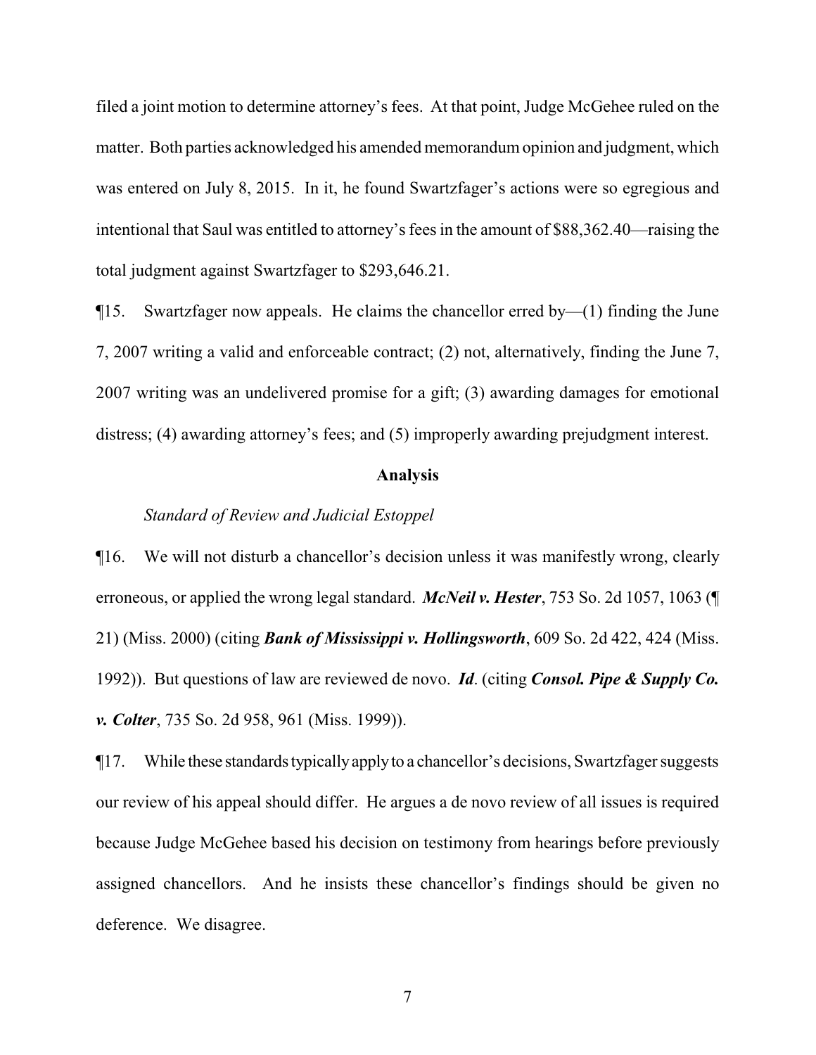filed a joint motion to determine attorney's fees. At that point, Judge McGehee ruled on the matter. Both parties acknowledged his amended memorandum opinion and judgment, which was entered on July 8, 2015. In it, he found Swartzfager's actions were so egregious and intentional that Saul was entitled to attorney's fees in the amount of $88,362.40—raising the total judgment against Swartzfager to $293,646.21.

¶15. Swartzfager now appeals. He claims the chancellor erred by—(1) finding the June 7, 2007 writing a valid and enforceable contract; (2) not, alternatively, finding the June 7, 2007 writing was an undelivered promise for a gift; (3) awarding damages for emotional distress; (4) awarding attorney's fees; and (5) improperly awarding prejudgment interest.

## Analysis

*Standard of Review and Judicial Estoppel*

¶16. We will not disturb a chancellor's decision unless it was manifestly wrong, clearly erroneous, or applied the wrong legal standard. ***McNeil v. Hester***, 753 So. 2d 1057, 1063 (¶ 21) (Miss. 2000) (citing ***Bank of Mississippi v. Hollingsworth***, 609 So. 2d 422, 424 (Miss. 1992)). But questions of law are reviewed de novo. ***Id***. (citing ***Consol. Pipe & Supply Co. v. Colter***, 735 So. 2d 958, 961 (Miss. 1999)).

¶17. While these standards typically apply to a chancellor's decisions, Swartzfager suggests our review of his appeal should differ. He argues a de novo review of all issues is required because Judge McGehee based his decision on testimony from hearings before previously assigned chancellors. And he insists these chancellor's findings should be given no deference. We disagree.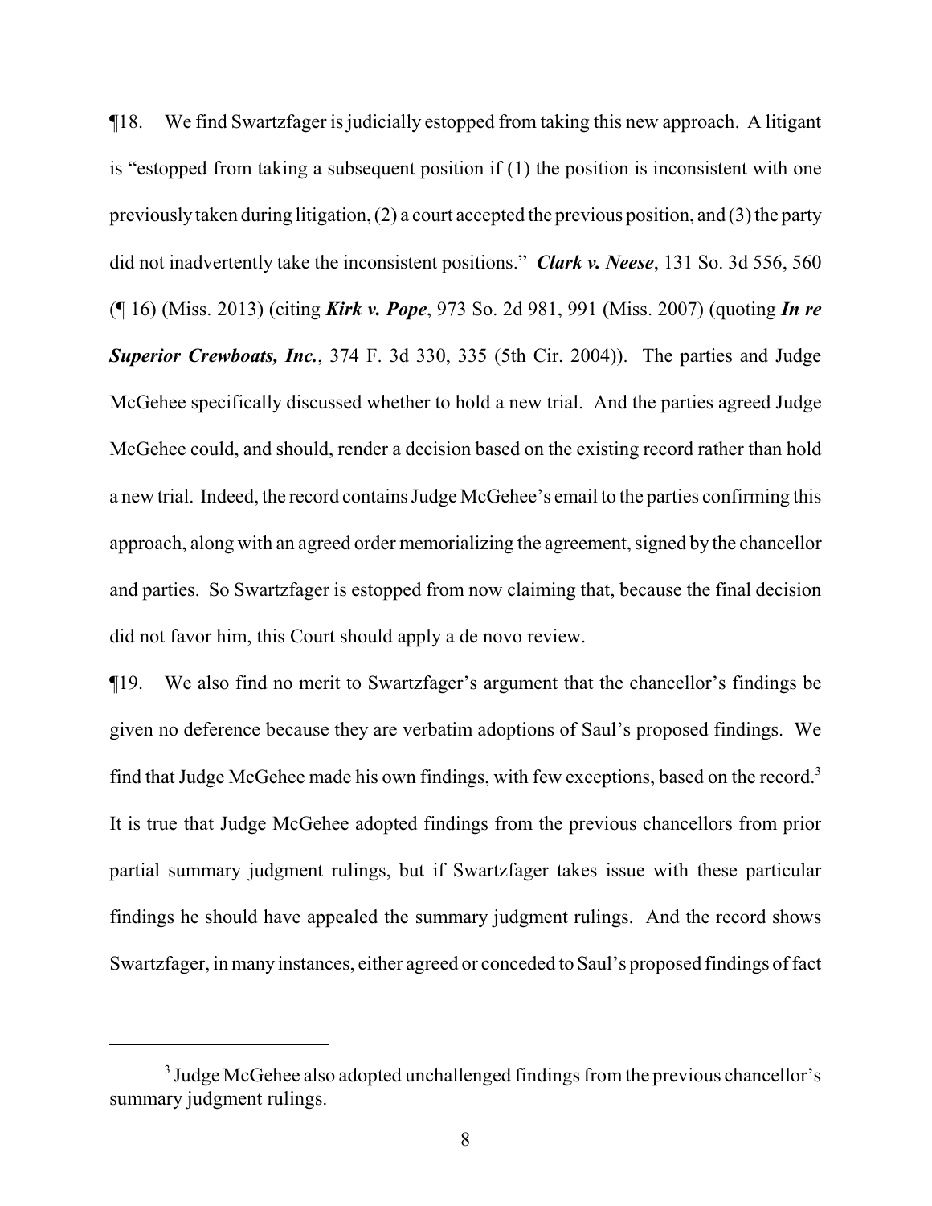¶18. We find Swartzfager is judicially estopped from taking this new approach. A litigant is "estopped from taking a subsequent position if (1) the position is inconsistent with one previously taken during litigation, (2) a court accepted the previous position, and (3) the party did not inadvertently take the inconsistent positions." ***Clark v. Neese***, 131 So. 3d 556, 560 (¶ 16) (Miss. 2013) (citing ***Kirk v. Pope***, 973 So. 2d 981, 991 (Miss. 2007) (quoting ***In re Superior Crewboats, Inc.***, 374 F. 3d 330, 335 (5th Cir. 2004)). The parties and Judge McGehee specifically discussed whether to hold a new trial. And the parties agreed Judge McGehee could, and should, render a decision based on the existing record rather than hold a new trial. Indeed, the record contains Judge McGehee's email to the parties confirming this approach, along with an agreed order memorializing the agreement, signed by the chancellor and parties. So Swartzfager is estopped from now claiming that, because the final decision did not favor him, this Court should apply a de novo review.

¶19. We also find no merit to Swartzfager's argument that the chancellor's findings be given no deference because they are verbatim adoptions of Saul's proposed findings. We find that Judge McGehee made his own findings, with few exceptions, based on the record.[3] It is true that Judge McGehee adopted findings from the previous chancellors from prior partial summary judgment rulings, but if Swartzfager takes issue with these particular findings he should have appealed the summary judgment rulings. And the record shows Swartzfager, in many instances, either agreed or conceded to Saul's proposed findings of fact

[3] Judge McGehee also adopted unchallenged findings from the previous chancellor's summary judgment rulings.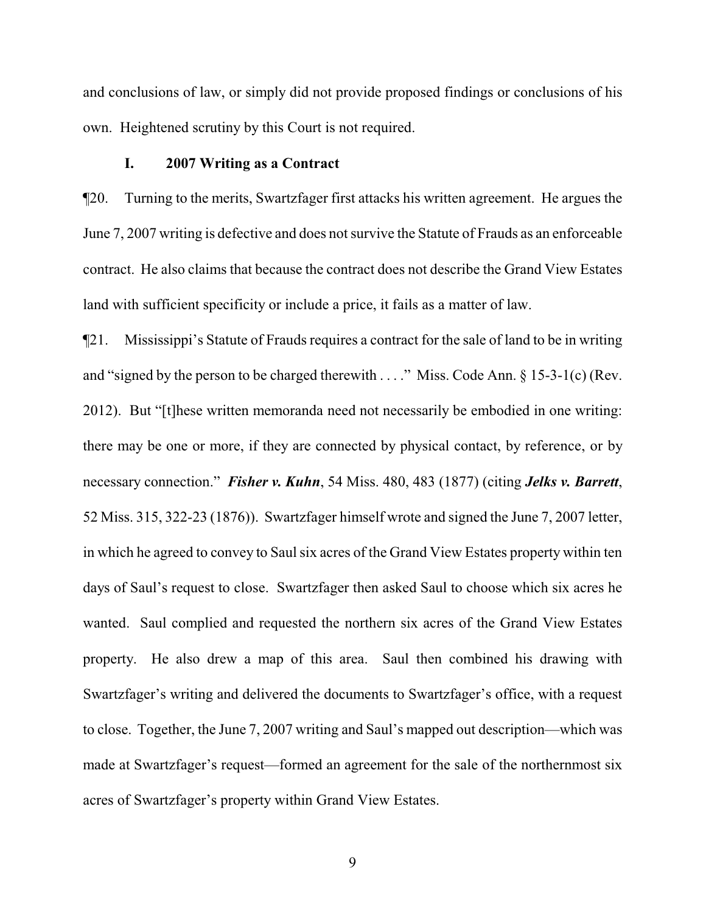and conclusions of law, or simply did not provide proposed findings or conclusions of his own. Heightened scrutiny by this Court is not required.

## I. 2007 Writing as a Contract

¶20. Turning to the merits, Swartzfager first attacks his written agreement. He argues the June 7, 2007 writing is defective and does not survive the Statute of Frauds as an enforceable contract. He also claims that because the contract does not describe the Grand View Estates land with sufficient specificity or include a price, it fails as a matter of law.

¶21. Mississippi's Statute of Frauds requires a contract for the sale of land to be in writing and "signed by the person to be charged therewith . . . ." Miss. Code Ann. § 15-3-1(c) (Rev. 2012). But "[t]hese written memoranda need not necessarily be embodied in one writing: there may be one or more, if they are connected by physical contact, by reference, or by necessary connection." ***Fisher v. Kuhn***, 54 Miss. 480, 483 (1877) (citing ***Jelks v. Barrett***, 52 Miss. 315, 322-23 (1876)). Swartzfager himself wrote and signed the June 7, 2007 letter, in which he agreed to convey to Saul six acres of the Grand View Estates property within ten days of Saul's request to close. Swartzfager then asked Saul to choose which six acres he wanted. Saul complied and requested the northern six acres of the Grand View Estates property. He also drew a map of this area. Saul then combined his drawing with Swartzfager's writing and delivered the documents to Swartzfager's office, with a request to close. Together, the June 7, 2007 writing and Saul's mapped out description—which was made at Swartzfager's request—formed an agreement for the sale of the northernmost six acres of Swartzfager's property within Grand View Estates.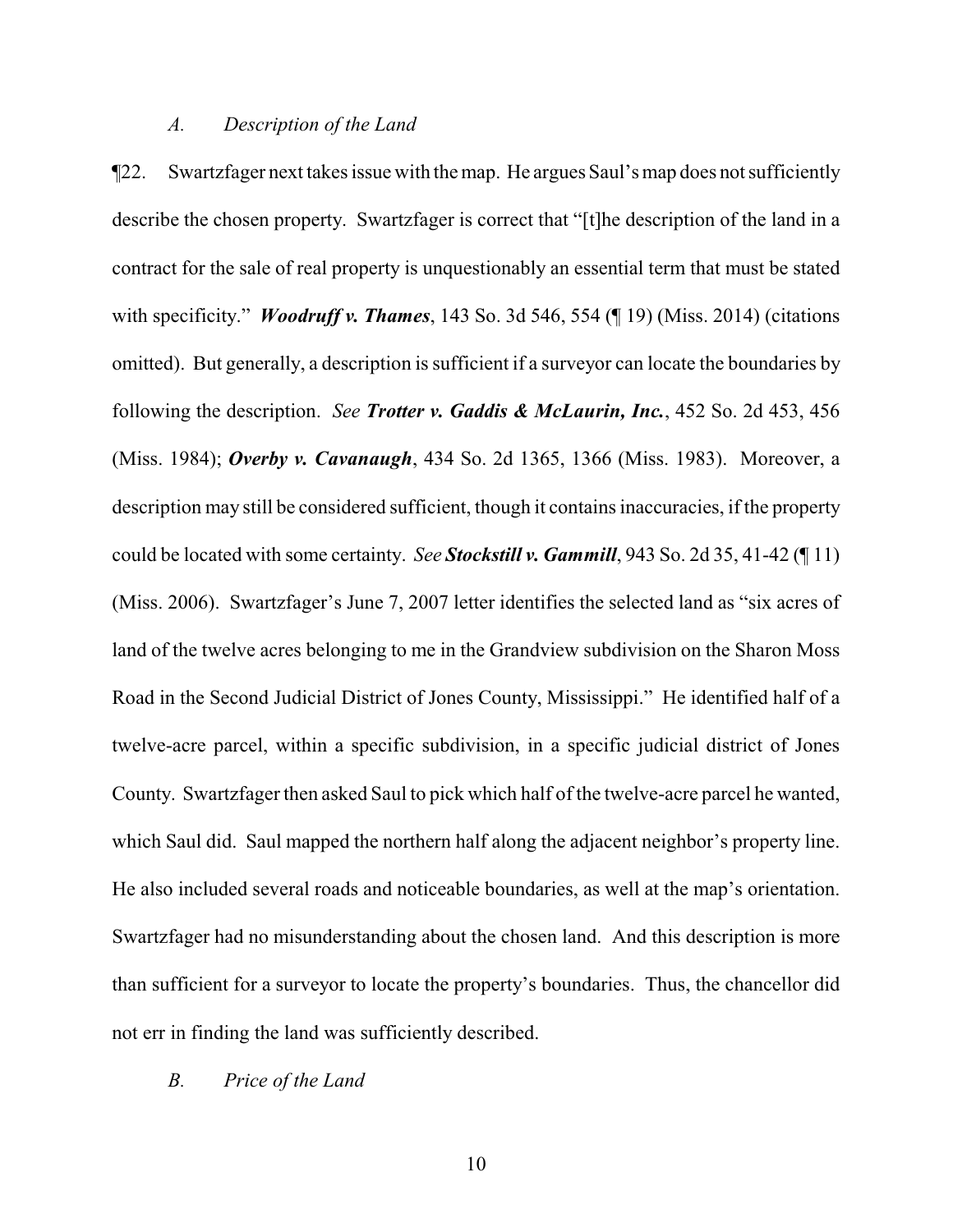### *A. Description of the Land*

¶22. Swartzfager next takes issue with the map. He argues Saul's map does not sufficiently describe the chosen property. Swartzfager is correct that "[t]he description of the land in a contract for the sale of real property is unquestionably an essential term that must be stated with specificity." ***Woodruff v. Thames***, 143 So. 3d 546, 554 (¶ 19) (Miss. 2014) (citations omitted). But generally, a description is sufficient if a surveyor can locate the boundaries by following the description. *See* ***Trotter v. Gaddis & McLaurin, Inc.***, 452 So. 2d 453, 456 (Miss. 1984); ***Overby v. Cavanaugh***, 434 So. 2d 1365, 1366 (Miss. 1983). Moreover, a description may still be considered sufficient, though it contains inaccuracies, if the property could be located with some certainty. *See* ***Stockstill v. Gammill***, 943 So. 2d 35, 41-42 (¶ 11) (Miss. 2006). Swartzfager's June 7, 2007 letter identifies the selected land as "six acres of land of the twelve acres belonging to me in the Grandview subdivision on the Sharon Moss Road in the Second Judicial District of Jones County, Mississippi." He identified half of a twelve-acre parcel, within a specific subdivision, in a specific judicial district of Jones County. Swartzfager then asked Saul to pick which half of the twelve-acre parcel he wanted, which Saul did. Saul mapped the northern half along the adjacent neighbor's property line. He also included several roads and noticeable boundaries, as well at the map's orientation. Swartzfager had no misunderstanding about the chosen land. And this description is more than sufficient for a surveyor to locate the property's boundaries. Thus, the chancellor did not err in finding the land was sufficiently described.

### *B. Price of the Land*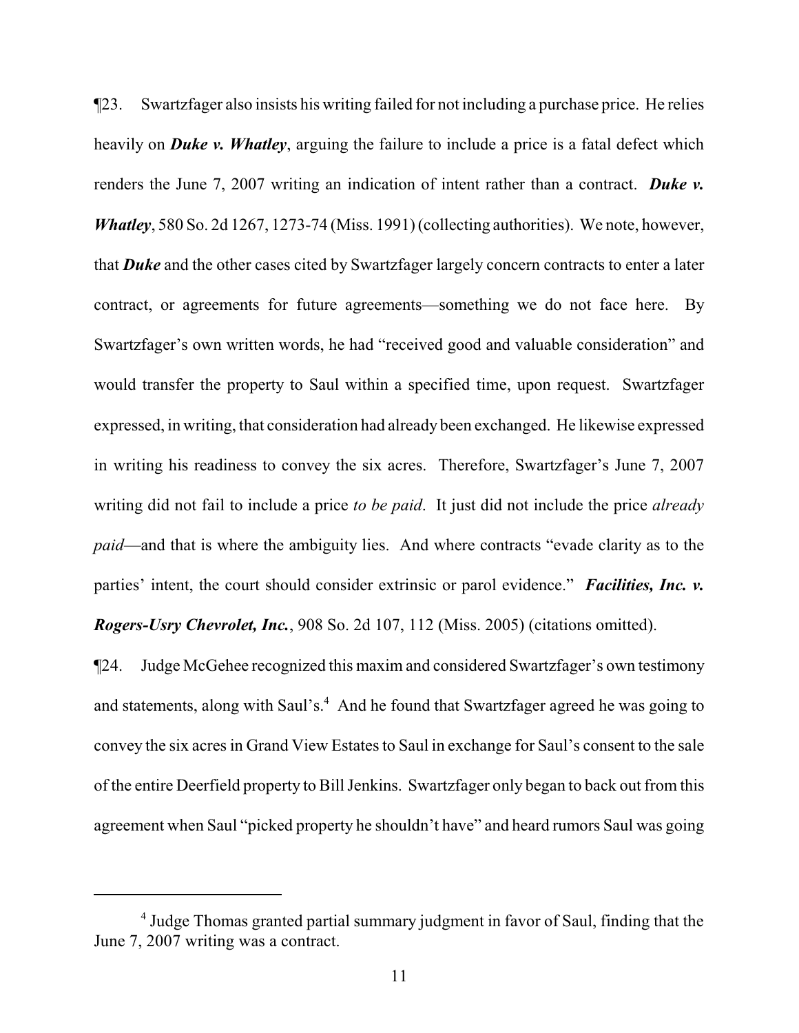¶23. Swartzfager also insists his writing failed for not including a purchase price. He relies heavily on ***Duke v. Whatley***, arguing the failure to include a price is a fatal defect which renders the June 7, 2007 writing an indication of intent rather than a contract. ***Duke v. Whatley***, 580 So. 2d 1267, 1273-74 (Miss. 1991) (collecting authorities). We note, however, that ***Duke*** and the other cases cited by Swartzfager largely concern contracts to enter a later contract, or agreements for future agreements—something we do not face here. By Swartzfager's own written words, he had "received good and valuable consideration" and would transfer the property to Saul within a specified time, upon request. Swartzfager expressed, in writing, that consideration had already been exchanged. He likewise expressed in writing his readiness to convey the six acres. Therefore, Swartzfager's June 7, 2007 writing did not fail to include a price *to be paid*. It just did not include the price *already paid*—and that is where the ambiguity lies. And where contracts "evade clarity as to the parties' intent, the court should consider extrinsic or parol evidence." ***Facilities, Inc. v. Rogers-Usry Chevrolet, Inc.***, 908 So. 2d 107, 112 (Miss. 2005) (citations omitted).

¶24. Judge McGehee recognized this maxim and considered Swartzfager's own testimony and statements, along with Saul's.[4] And he found that Swartzfager agreed he was going to convey the six acres in Grand View Estates to Saul in exchange for Saul's consent to the sale of the entire Deerfield property to Bill Jenkins. Swartzfager only began to back out from this agreement when Saul "picked property he shouldn't have" and heard rumors Saul was going

[4] Judge Thomas granted partial summary judgment in favor of Saul, finding that the June 7, 2007 writing was a contract.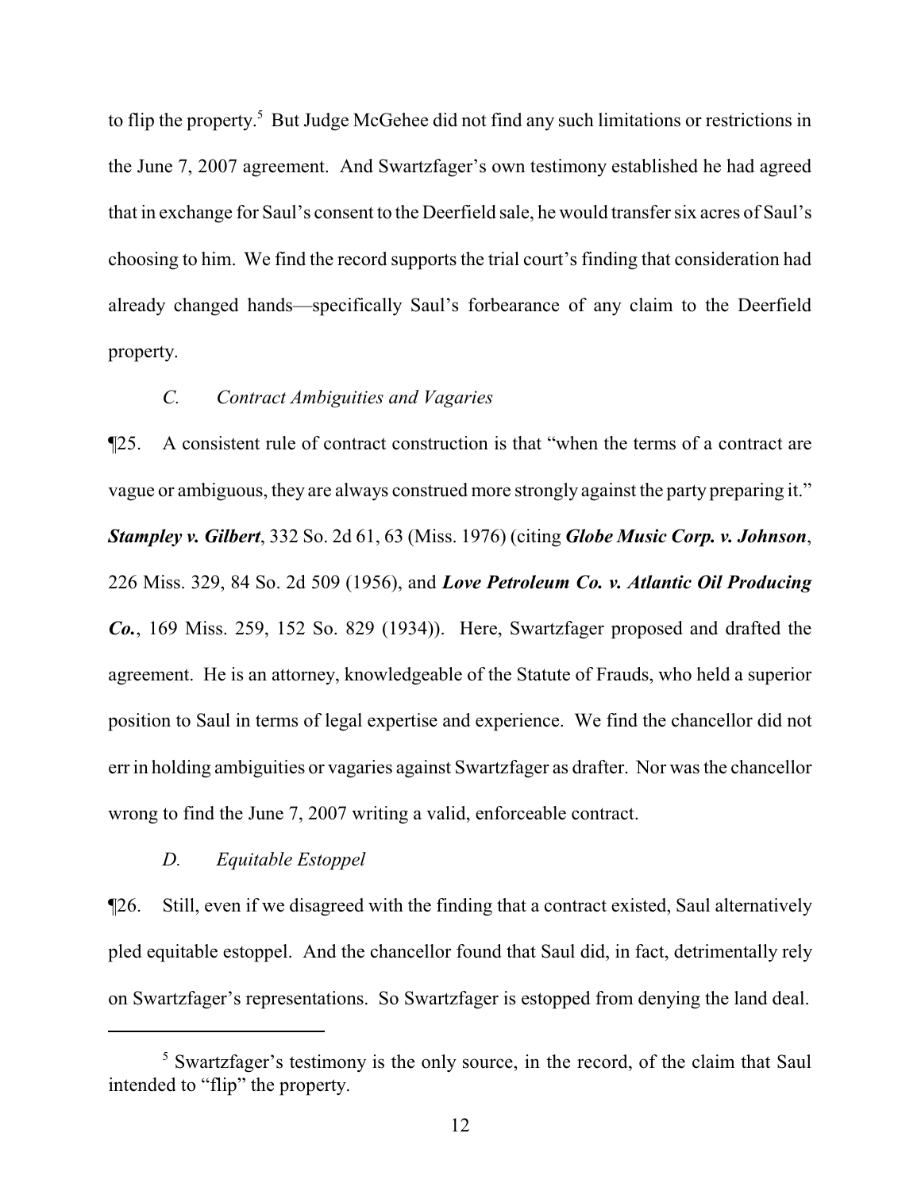to flip the property.[5] But Judge McGehee did not find any such limitations or restrictions in the June 7, 2007 agreement. And Swartzfager's own testimony established he had agreed that in exchange for Saul's consent to the Deerfield sale, he would transfer six acres of Saul's choosing to him. We find the record supports the trial court's finding that consideration had already changed hands—specifically Saul's forbearance of any claim to the Deerfield property.

### *C. Contract Ambiguities and Vagaries*

¶25. A consistent rule of contract construction is that "when the terms of a contract are vague or ambiguous, they are always construed more strongly against the party preparing it." ***Stampley v. Gilbert***, 332 So. 2d 61, 63 (Miss. 1976) (citing ***Globe Music Corp. v. Johnson***, 226 Miss. 329, 84 So. 2d 509 (1956), and ***Love Petroleum Co. v. Atlantic Oil Producing Co.***, 169 Miss. 259, 152 So. 829 (1934)). Here, Swartzfager proposed and drafted the agreement. He is an attorney, knowledgeable of the Statute of Frauds, who held a superior position to Saul in terms of legal expertise and experience. We find the chancellor did not err in holding ambiguities or vagaries against Swartzfager as drafter. Nor was the chancellor wrong to find the June 7, 2007 writing a valid, enforceable contract.

### *D. Equitable Estoppel*

¶26. Still, even if we disagreed with the finding that a contract existed, Saul alternatively pled equitable estoppel. And the chancellor found that Saul did, in fact, detrimentally rely on Swartzfager's representations. So Swartzfager is estopped from denying the land deal.

---

[5] Swartzfager's testimony is the only source, in the record, of the claim that Saul intended to "flip" the property.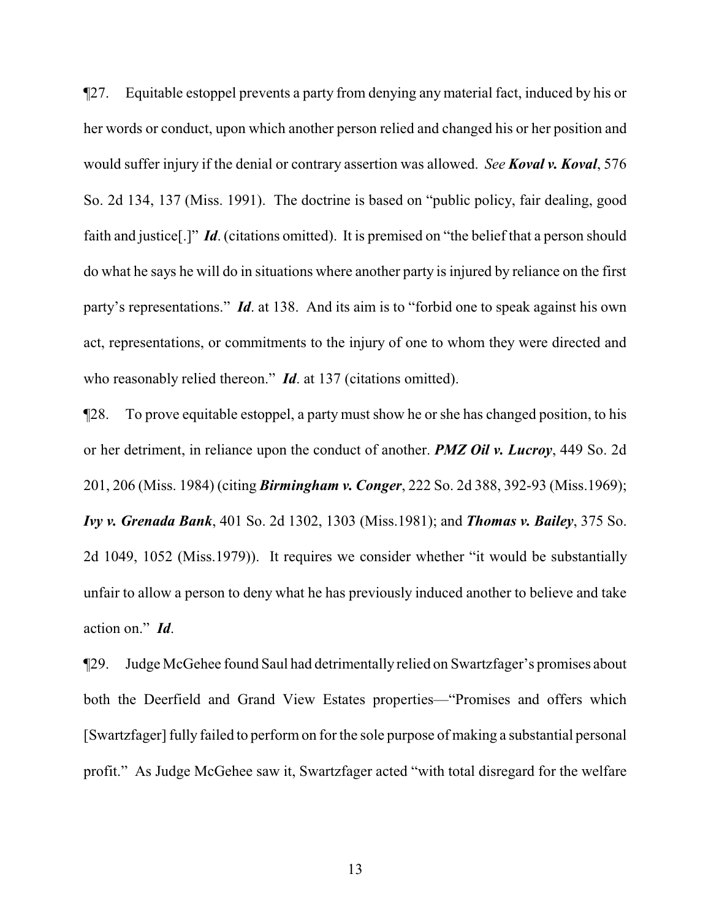¶27. Equitable estoppel prevents a party from denying any material fact, induced by his or her words or conduct, upon which another person relied and changed his or her position and would suffer injury if the denial or contrary assertion was allowed. *See* ***Koval v. Koval***, 576 So. 2d 134, 137 (Miss. 1991). The doctrine is based on "public policy, fair dealing, good faith and justice[.]" ***Id***. (citations omitted). It is premised on "the belief that a person should do what he says he will do in situations where another party is injured by reliance on the first party's representations." ***Id***. at 138. And its aim is to "forbid one to speak against his own act, representations, or commitments to the injury of one to whom they were directed and who reasonably relied thereon." ***Id***. at 137 (citations omitted).

¶28. To prove equitable estoppel, a party must show he or she has changed position, to his or her detriment, in reliance upon the conduct of another. ***PMZ Oil v. Lucroy***, 449 So. 2d 201, 206 (Miss. 1984) (citing ***Birmingham v. Conger***, 222 So. 2d 388, 392-93 (Miss.1969); ***Ivy v. Grenada Bank***, 401 So. 2d 1302, 1303 (Miss.1981); and ***Thomas v. Bailey***, 375 So. 2d 1049, 1052 (Miss.1979)). It requires we consider whether "it would be substantially unfair to allow a person to deny what he has previously induced another to believe and take action on." ***Id***.

¶29. Judge McGehee found Saul had detrimentally relied on Swartzfager's promises about both the Deerfield and Grand View Estates properties—"Promises and offers which [Swartzfager] fully failed to perform on for the sole purpose of making a substantial personal profit." As Judge McGehee saw it, Swartzfager acted "with total disregard for the welfare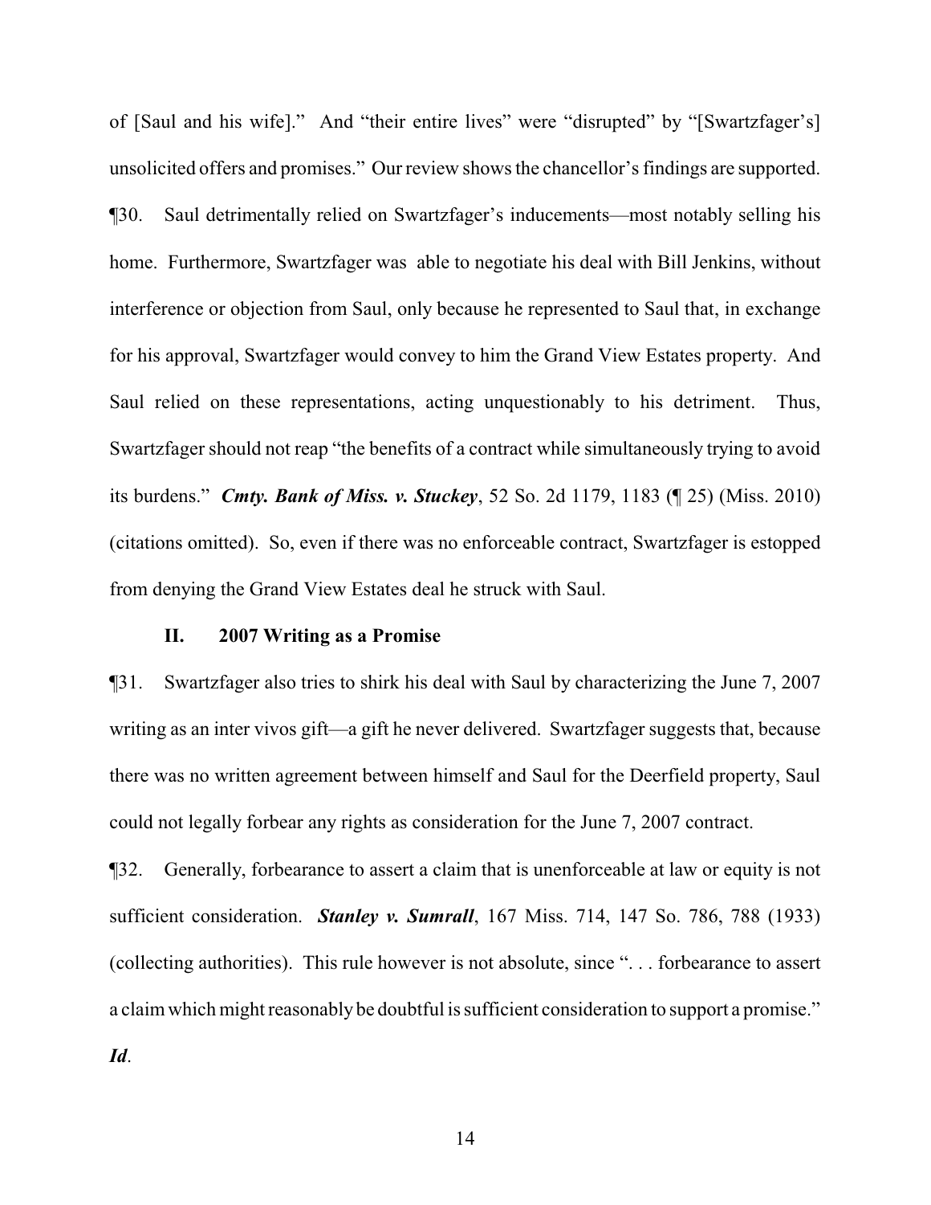of [Saul and his wife]." And "their entire lives" were "disrupted" by "[Swartzfager's] unsolicited offers and promises." Our review shows the chancellor's findings are supported.

¶30. Saul detrimentally relied on Swartzfager's inducements—most notably selling his home. Furthermore, Swartzfager was able to negotiate his deal with Bill Jenkins, without interference or objection from Saul, only because he represented to Saul that, in exchange for his approval, Swartzfager would convey to him the Grand View Estates property. And Saul relied on these representations, acting unquestionably to his detriment. Thus, Swartzfager should not reap "the benefits of a contract while simultaneously trying to avoid its burdens." ***Cmty. Bank of Miss. v. Stuckey***, 52 So. 2d 1179, 1183 (¶ 25) (Miss. 2010) (citations omitted). So, even if there was no enforceable contract, Swartzfager is estopped from denying the Grand View Estates deal he struck with Saul.

## II. 2007 Writing as a Promise

¶31. Swartzfager also tries to shirk his deal with Saul by characterizing the June 7, 2007 writing as an inter vivos gift—a gift he never delivered. Swartzfager suggests that, because there was no written agreement between himself and Saul for the Deerfield property, Saul could not legally forbear any rights as consideration for the June 7, 2007 contract.

¶32. Generally, forbearance to assert a claim that is unenforceable at law or equity is not sufficient consideration. ***Stanley v. Sumrall***, 167 Miss. 714, 147 So. 786, 788 (1933) (collecting authorities). This rule however is not absolute, since ". . . forbearance to assert a claim which might reasonably be doubtful is sufficient consideration to support a promise." ***Id***.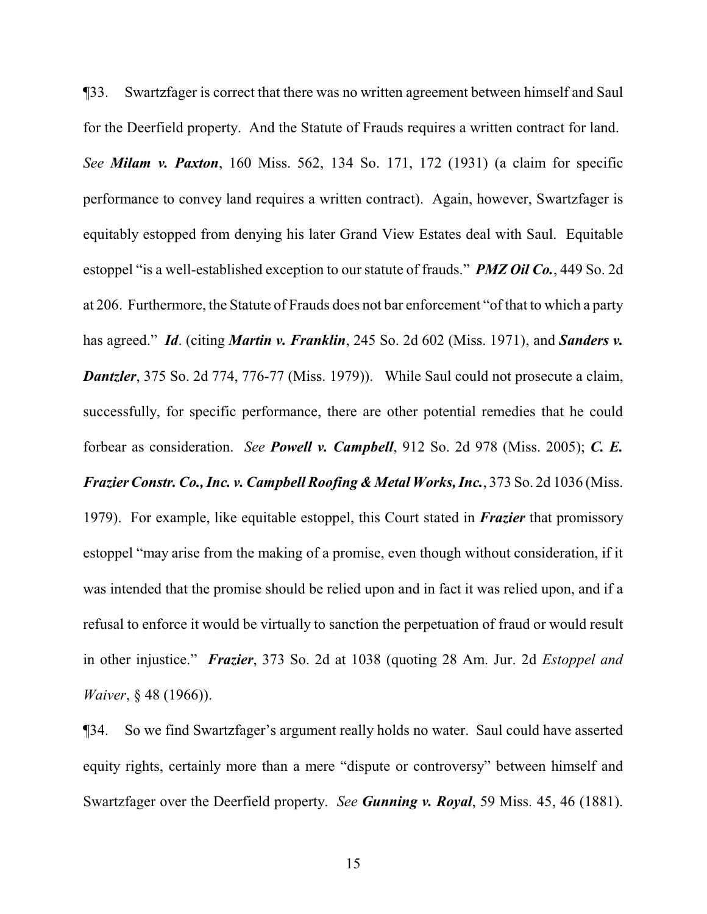¶33. Swartzfager is correct that there was no written agreement between himself and Saul for the Deerfield property. And the Statute of Frauds requires a written contract for land. *See* ***Milam v. Paxton***, 160 Miss. 562, 134 So. 171, 172 (1931) (a claim for specific performance to convey land requires a written contract). Again, however, Swartzfager is equitably estopped from denying his later Grand View Estates deal with Saul. Equitable estoppel "is a well-established exception to our statute of frauds." ***PMZ Oil Co.***, 449 So. 2d at 206. Furthermore, the Statute of Frauds does not bar enforcement "of that to which a party has agreed." ***Id***. (citing ***Martin v. Franklin***, 245 So. 2d 602 (Miss. 1971), and ***Sanders v. Dantzler***, 375 So. 2d 774, 776-77 (Miss. 1979)). While Saul could not prosecute a claim, successfully, for specific performance, there are other potential remedies that he could forbear as consideration. *See* ***Powell v. Campbell***, 912 So. 2d 978 (Miss. 2005); ***C. E. Frazier Constr. Co., Inc. v. Campbell Roofing & Metal Works, Inc.***, 373 So. 2d 1036 (Miss. 1979). For example, like equitable estoppel, this Court stated in ***Frazier*** that promissory estoppel "may arise from the making of a promise, even though without consideration, if it was intended that the promise should be relied upon and in fact it was relied upon, and if a refusal to enforce it would be virtually to sanction the perpetuation of fraud or would result in other injustice." ***Frazier***, 373 So. 2d at 1038 (quoting 28 Am. Jur. 2d *Estoppel and Waiver*, § 48 (1966)).

¶34. So we find Swartzfager's argument really holds no water. Saul could have asserted equity rights, certainly more than a mere "dispute or controversy" between himself and Swartzfager over the Deerfield property. *See* ***Gunning v. Royal***, 59 Miss. 45, 46 (1881).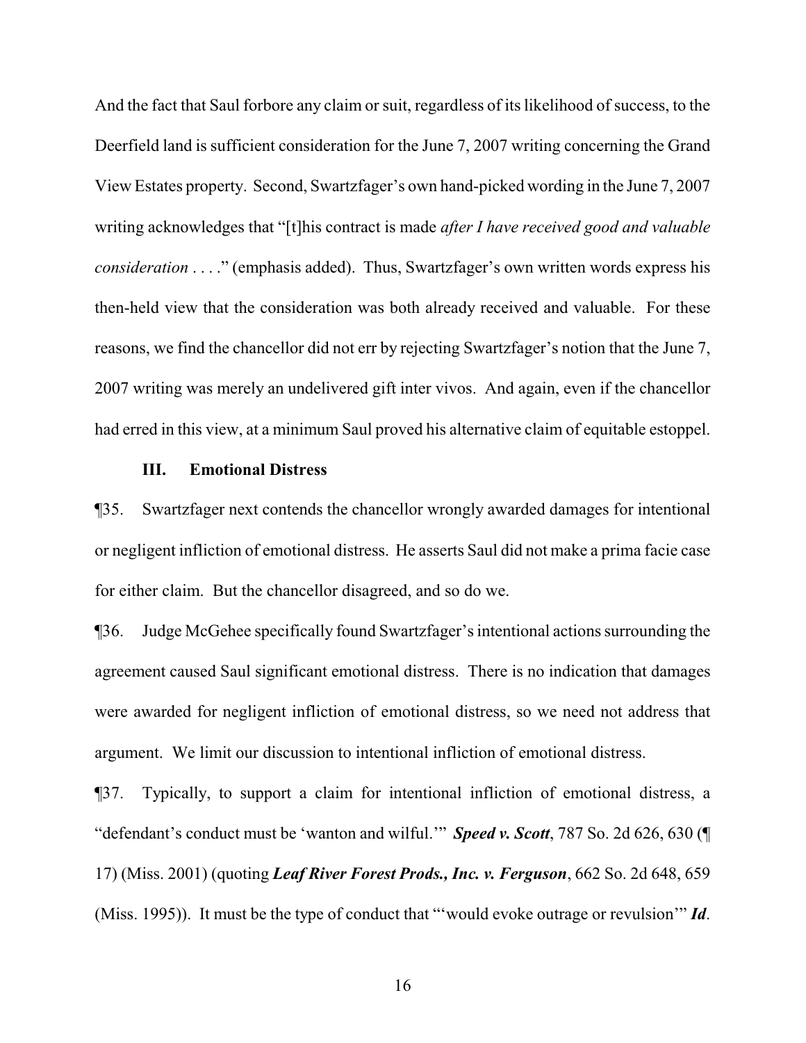And the fact that Saul forbore any claim or suit, regardless of its likelihood of success, to the Deerfield land is sufficient consideration for the June 7, 2007 writing concerning the Grand View Estates property. Second, Swartzfager's own hand-picked wording in the June 7, 2007 writing acknowledges that "[t]his contract is made *after I have received good and valuable consideration* . . . ." (emphasis added). Thus, Swartzfager's own written words express his then-held view that the consideration was both already received and valuable. For these reasons, we find the chancellor did not err by rejecting Swartzfager's notion that the June 7, 2007 writing was merely an undelivered gift inter vivos. And again, even if the chancellor had erred in this view, at a minimum Saul proved his alternative claim of equitable estoppel.

### III. Emotional Distress

¶35. Swartzfager next contends the chancellor wrongly awarded damages for intentional or negligent infliction of emotional distress. He asserts Saul did not make a prima facie case for either claim. But the chancellor disagreed, and so do we.

¶36. Judge McGehee specifically found Swartzfager's intentional actions surrounding the agreement caused Saul significant emotional distress. There is no indication that damages were awarded for negligent infliction of emotional distress, so we need not address that argument. We limit our discussion to intentional infliction of emotional distress.

¶37. Typically, to support a claim for intentional infliction of emotional distress, a "defendant's conduct must be 'wanton and wilful.'" ***Speed v. Scott***, 787 So. 2d 626, 630 (¶ 17) (Miss. 2001) (quoting ***Leaf River Forest Prods., Inc. v. Ferguson***, 662 So. 2d 648, 659 (Miss. 1995)). It must be the type of conduct that "'would evoke outrage or revulsion'" ***Id***.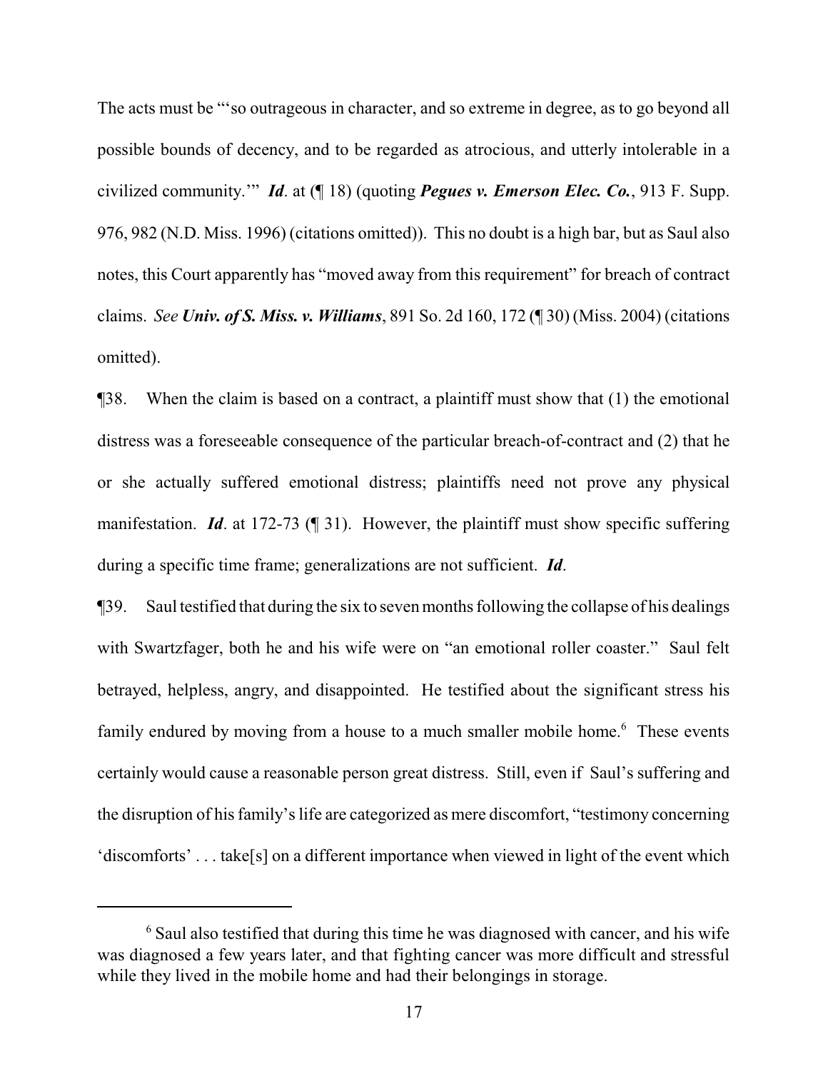The acts must be "'so outrageous in character, and so extreme in degree, as to go beyond all possible bounds of decency, and to be regarded as atrocious, and utterly intolerable in a civilized community.'" ***Id***. at (¶ 18) (quoting ***Pegues v. Emerson Elec. Co.***, 913 F. Supp. 976, 982 (N.D. Miss. 1996) (citations omitted)). This no doubt is a high bar, but as Saul also notes, this Court apparently has "moved away from this requirement" for breach of contract claims. *See* ***Univ. of S. Miss. v. Williams***, 891 So. 2d 160, 172 (¶ 30) (Miss. 2004) (citations omitted).

¶38. When the claim is based on a contract, a plaintiff must show that (1) the emotional distress was a foreseeable consequence of the particular breach-of-contract and (2) that he or she actually suffered emotional distress; plaintiffs need not prove any physical manifestation. ***Id***. at 172-73 (¶ 31). However, the plaintiff must show specific suffering during a specific time frame; generalizations are not sufficient. ***Id***.

¶39. Saul testified that during the six to seven months following the collapse of his dealings with Swartzfager, both he and his wife were on "an emotional roller coaster." Saul felt betrayed, helpless, angry, and disappointed. He testified about the significant stress his family endured by moving from a house to a much smaller mobile home.[6] These events certainly would cause a reasonable person great distress. Still, even if Saul's suffering and the disruption of his family's life are categorized as mere discomfort, "testimony concerning 'discomforts' . . . take[s] on a different importance when viewed in light of the event which

---

[6] Saul also testified that during this time he was diagnosed with cancer, and his wife was diagnosed a few years later, and that fighting cancer was more difficult and stressful while they lived in the mobile home and had their belongings in storage.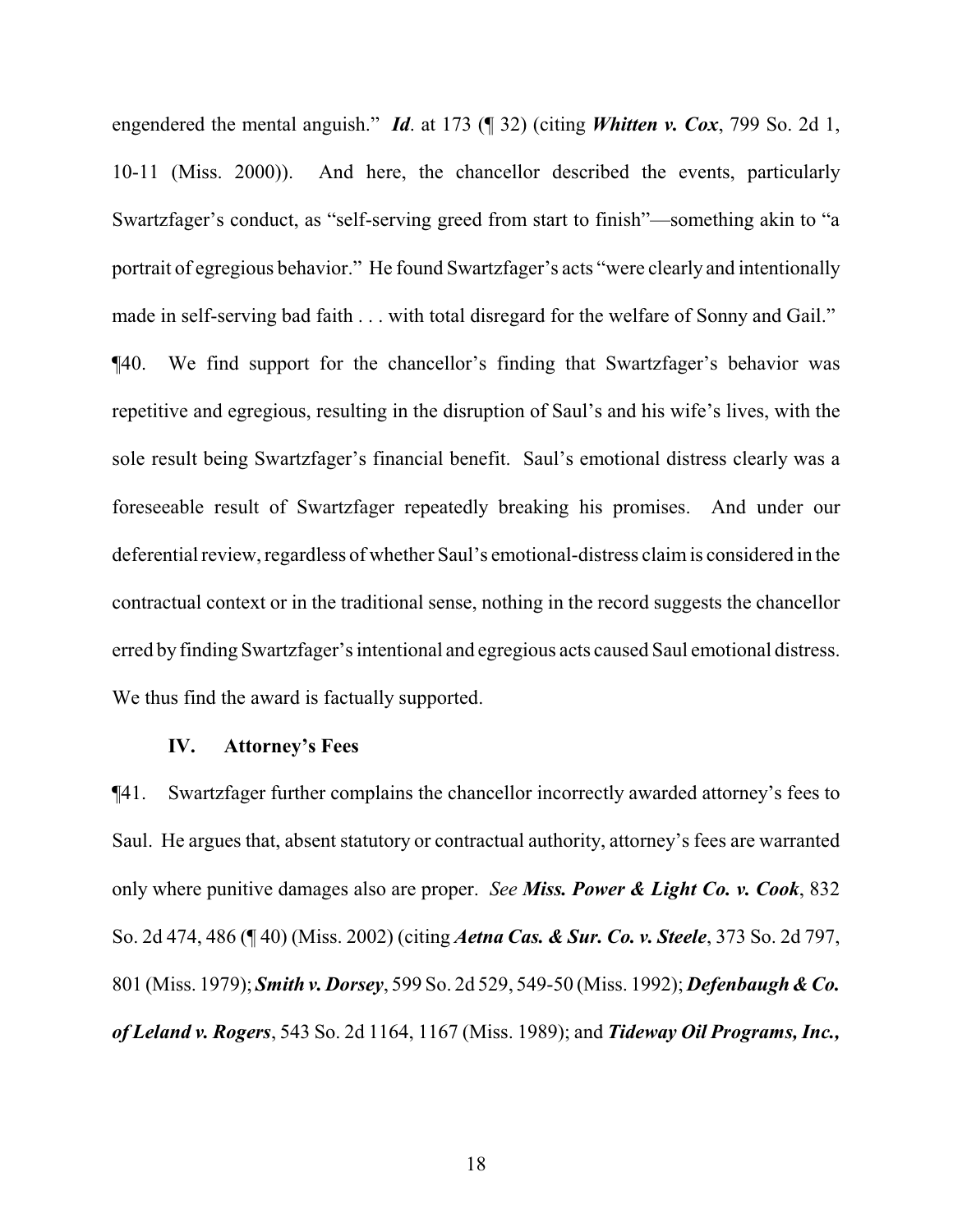engendered the mental anguish." ***Id***. at 173 (¶ 32) (citing ***Whitten v. Cox***, 799 So. 2d 1, 10-11 (Miss. 2000)). And here, the chancellor described the events, particularly Swartzfager's conduct, as "self-serving greed from start to finish"—something akin to "a portrait of egregious behavior." He found Swartzfager's acts "were clearly and intentionally made in self-serving bad faith . . . with total disregard for the welfare of Sonny and Gail."

¶40. We find support for the chancellor's finding that Swartzfager's behavior was repetitive and egregious, resulting in the disruption of Saul's and his wife's lives, with the sole result being Swartzfager's financial benefit. Saul's emotional distress clearly was a foreseeable result of Swartzfager repeatedly breaking his promises. And under our deferential review, regardless of whether Saul's emotional-distress claim is considered in the contractual context or in the traditional sense, nothing in the record suggests the chancellor erred by finding Swartzfager's intentional and egregious acts caused Saul emotional distress. We thus find the award is factually supported.

### IV. Attorney's Fees

¶41. Swartzfager further complains the chancellor incorrectly awarded attorney's fees to Saul. He argues that, absent statutory or contractual authority, attorney's fees are warranted only where punitive damages also are proper. *See* ***Miss. Power & Light Co. v. Cook***, 832 So. 2d 474, 486 (¶ 40) (Miss. 2002) (citing ***Aetna Cas. & Sur. Co. v. Steele***, 373 So. 2d 797, 801 (Miss. 1979); ***Smith v. Dorsey***, 599 So. 2d 529, 549-50 (Miss. 1992); ***Defenbaugh & Co. of Leland v. Rogers***, 543 So. 2d 1164, 1167 (Miss. 1989); and ***Tideway Oil Programs, Inc.,***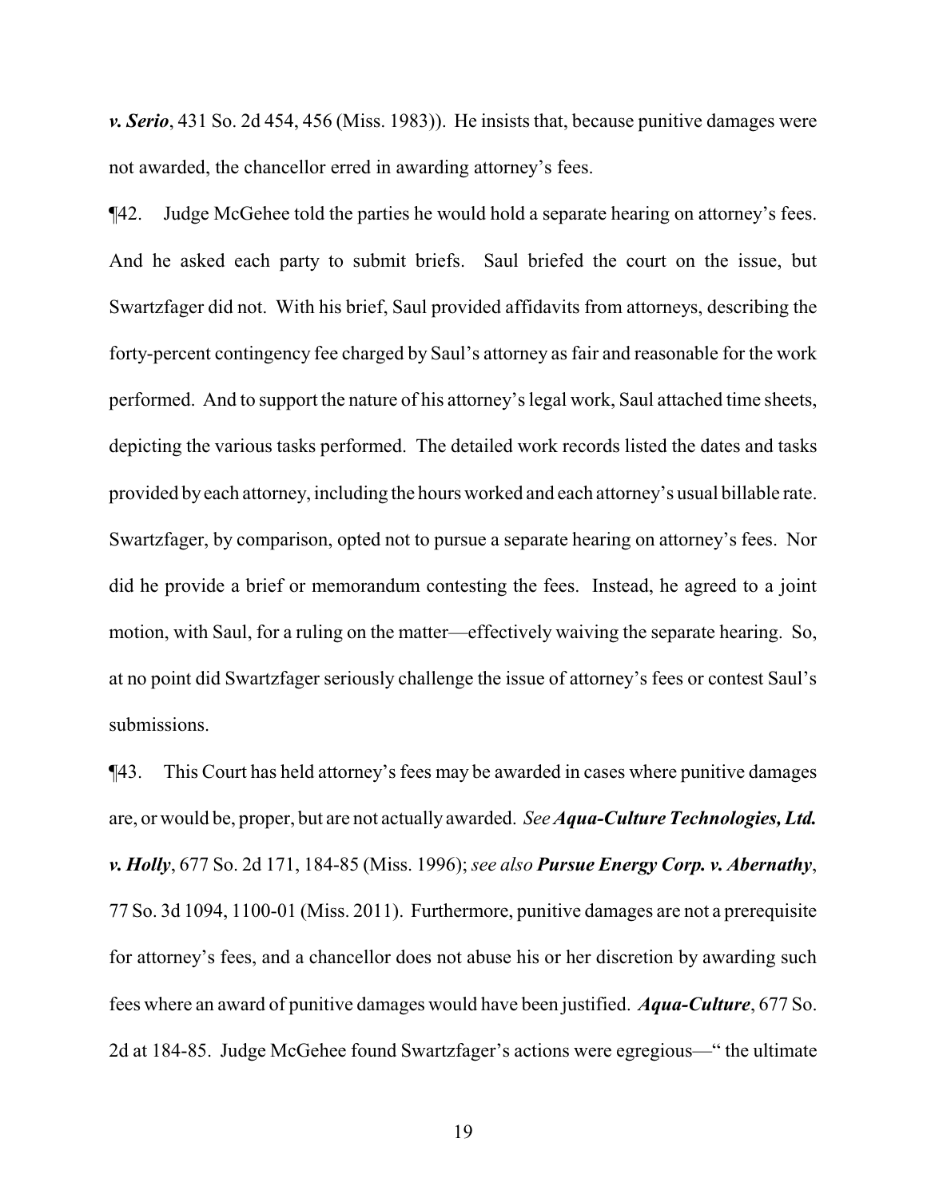***v. Serio***, 431 So. 2d 454, 456 (Miss. 1983)). He insists that, because punitive damages were not awarded, the chancellor erred in awarding attorney's fees.

¶42. Judge McGehee told the parties he would hold a separate hearing on attorney's fees. And he asked each party to submit briefs. Saul briefed the court on the issue, but Swartzfager did not. With his brief, Saul provided affidavits from attorneys, describing the forty-percent contingency fee charged by Saul's attorney as fair and reasonable for the work performed. And to support the nature of his attorney's legal work, Saul attached time sheets, depicting the various tasks performed. The detailed work records listed the dates and tasks provided by each attorney, including the hours worked and each attorney's usual billable rate. Swartzfager, by comparison, opted not to pursue a separate hearing on attorney's fees. Nor did he provide a brief or memorandum contesting the fees. Instead, he agreed to a joint motion, with Saul, for a ruling on the matter—effectively waiving the separate hearing. So, at no point did Swartzfager seriously challenge the issue of attorney's fees or contest Saul's submissions.

¶43. This Court has held attorney's fees may be awarded in cases where punitive damages are, or would be, proper, but are not actually awarded. *See* ***Aqua-Culture Technologies, Ltd. v. Holly***, 677 So. 2d 171, 184-85 (Miss. 1996); *see also* ***Pursue Energy Corp. v. Abernathy***, 77 So. 3d 1094, 1100-01 (Miss. 2011). Furthermore, punitive damages are not a prerequisite for attorney's fees, and a chancellor does not abuse his or her discretion by awarding such fees where an award of punitive damages would have been justified. ***Aqua-Culture***, 677 So. 2d at 184-85. Judge McGehee found Swartzfager's actions were egregious—" the ultimate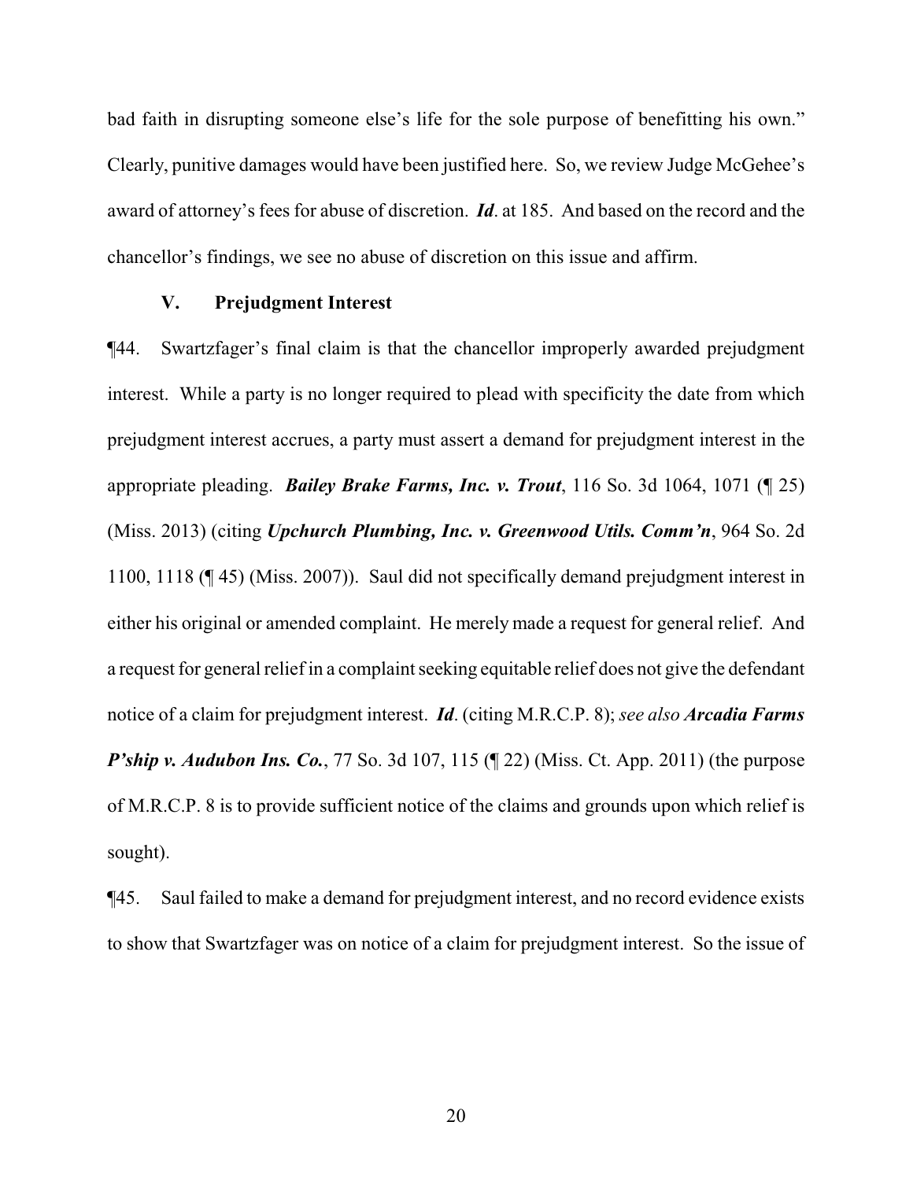bad faith in disrupting someone else's life for the sole purpose of benefitting his own." Clearly, punitive damages would have been justified here. So, we review Judge McGehee's award of attorney's fees for abuse of discretion. ***Id***. at 185. And based on the record and the chancellor's findings, we see no abuse of discretion on this issue and affirm.

### V. Prejudgment Interest

¶44. Swartzfager's final claim is that the chancellor improperly awarded prejudgment interest. While a party is no longer required to plead with specificity the date from which prejudgment interest accrues, a party must assert a demand for prejudgment interest in the appropriate pleading. ***Bailey Brake Farms, Inc. v. Trout***, 116 So. 3d 1064, 1071 (¶ 25) (Miss. 2013) (citing ***Upchurch Plumbing, Inc. v. Greenwood Utils. Comm'n***, 964 So. 2d 1100, 1118 (¶ 45) (Miss. 2007)). Saul did not specifically demand prejudgment interest in either his original or amended complaint. He merely made a request for general relief. And a request for general relief in a complaint seeking equitable relief does not give the defendant notice of a claim for prejudgment interest. ***Id***. (citing M.R.C.P. 8); *see also* ***Arcadia Farms P'ship v. Audubon Ins. Co.***, 77 So. 3d 107, 115 (¶ 22) (Miss. Ct. App. 2011) (the purpose of M.R.C.P. 8 is to provide sufficient notice of the claims and grounds upon which relief is sought).

¶45. Saul failed to make a demand for prejudgment interest, and no record evidence exists to show that Swartzfager was on notice of a claim for prejudgment interest. So the issue of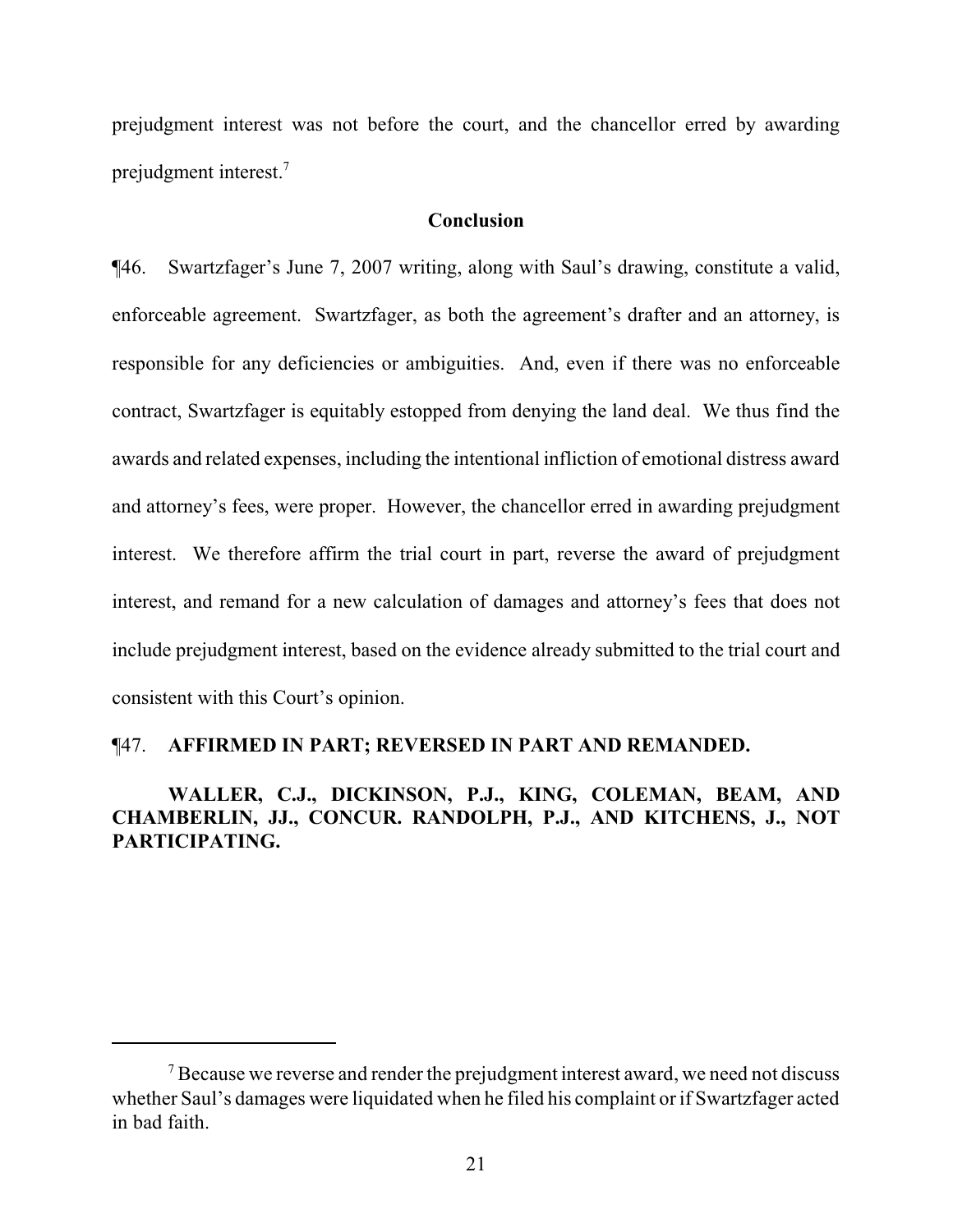prejudgment interest was not before the court, and the chancellor erred by awarding prejudgment interest.[7]

**Conclusion**

¶46. Swartzfager's June 7, 2007 writing, along with Saul's drawing, constitute a valid, enforceable agreement. Swartzfager, as both the agreement's drafter and an attorney, is responsible for any deficiencies or ambiguities. And, even if there was no enforceable contract, Swartzfager is equitably estopped from denying the land deal. We thus find the awards and related expenses, including the intentional infliction of emotional distress award and attorney's fees, were proper. However, the chancellor erred in awarding prejudgment interest. We therefore affirm the trial court in part, reverse the award of prejudgment interest, and remand for a new calculation of damages and attorney's fees that does not include prejudgment interest, based on the evidence already submitted to the trial court and consistent with this Court's opinion.

¶47. **AFFIRMED IN PART; REVERSED IN PART AND REMANDED.**

**WALLER, C.J., DICKINSON, P.J., KING, COLEMAN, BEAM, AND CHAMBERLIN, JJ., CONCUR. RANDOLPH, P.J., AND KITCHENS, J., NOT PARTICIPATING.**

---

[7] Because we reverse and render the prejudgment interest award, we need not discuss whether Saul's damages were liquidated when he filed his complaint or if Swartzfager acted in bad faith.